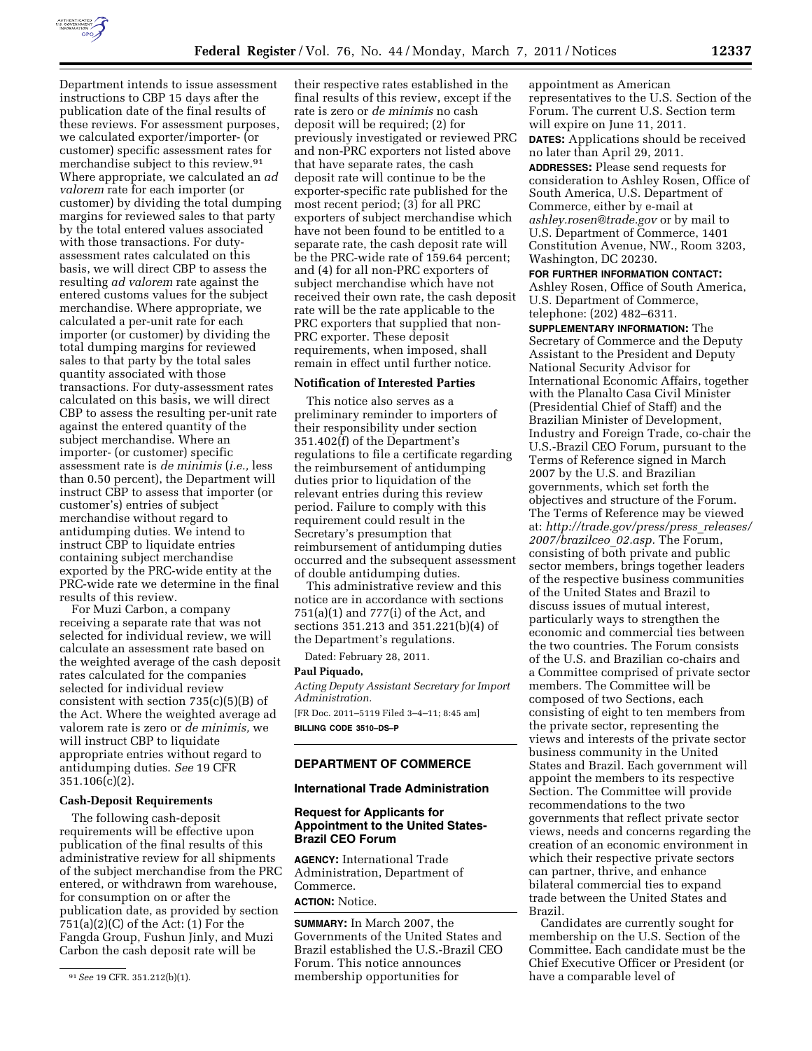Department intends to issue assessment instructions to CBP 15 days after the publication date of the final results of these reviews. For assessment purposes, we calculated exporter/importer- (or customer) specific assessment rates for merchandise subject to this review.[91] Where appropriate, we calculated an *ad valorem* rate for each importer (or customer) by dividing the total dumping margins for reviewed sales to that party by the total entered values associated with those transactions. For duty-assessment rates calculated on this basis, we will direct CBP to assess the resulting *ad valorem* rate against the entered customs values for the subject merchandise. Where appropriate, we calculated a per-unit rate for each importer (or customer) by dividing the total dumping margins for reviewed sales to that party by the total sales quantity associated with those transactions. For duty-assessment rates calculated on this basis, we will direct CBP to assess the resulting per-unit rate against the entered quantity of the subject merchandise. Where an importer- (or customer) specific assessment rate is *de minimis* (*i.e.,* less than 0.50 percent), the Department will instruct CBP to assess that importer (or customer's) entries of subject merchandise without regard to antidumping duties. We intend to instruct CBP to liquidate entries containing subject merchandise exported by the PRC-wide entity at the PRC-wide rate we determine in the final results of this review.

For Muzi Carbon, a company receiving a separate rate that was not selected for individual review, we will calculate an assessment rate based on the weighted average of the cash deposit rates calculated for the companies selected for individual review consistent with section 735(c)(5)(B) of the Act. Where the weighted average ad valorem rate is zero or *de minimis,* we will instruct CBP to liquidate appropriate entries without regard to antidumping duties. *See* 19 CFR 351.106(c)(2).

**Cash-Deposit Requirements**

The following cash-deposit requirements will be effective upon publication of the final results of this administrative review for all shipments of the subject merchandise from the PRC entered, or withdrawn from warehouse, for consumption on or after the publication date, as provided by section 751(a)(2)(C) of the Act: (1) For the Fangda Group, Fushun Jinly, and Muzi Carbon the cash deposit rate will be their respective rates established in the final results of this review, except if the rate is zero or *de minimis* no cash deposit will be required; (2) for previously investigated or reviewed PRC and non-PRC exporters not listed above that have separate rates, the cash deposit rate will continue to be the exporter-specific rate published for the most recent period; (3) for all PRC exporters of subject merchandise which have not been found to be entitled to a separate rate, the cash deposit rate will be the PRC-wide rate of 159.64 percent; and (4) for all non-PRC exporters of subject merchandise which have not received their own rate, the cash deposit rate will be the rate applicable to the PRC exporters that supplied that non-PRC exporter. These deposit requirements, when imposed, shall remain in effect until further notice.

[91] *See* 19 CFR. 351.212(b)(1).

**Notification of Interested Parties**

This notice also serves as a preliminary reminder to importers of their responsibility under section 351.402(f) of the Department's regulations to file a certificate regarding the reimbursement of antidumping duties prior to liquidation of the relevant entries during this review period. Failure to comply with this requirement could result in the Secretary's presumption that reimbursement of antidumping duties occurred and the subsequent assessment of double antidumping duties.

This administrative review and this notice are in accordance with sections 751(a)(1) and 777(i) of the Act, and sections 351.213 and 351.221(b)(4) of the Department's regulations.

Dated: February 28, 2011.

**Paul Piquado,**

*Acting Deputy Assistant Secretary for Import Administration.*

[FR Doc. 2011–5119 Filed 3–4–11; 8:45 am]

**BILLING CODE 3510–DS–P**

## DEPARTMENT OF COMMERCE

### International Trade Administration

### Request for Applicants for Appointment to the United States-Brazil CEO Forum

**AGENCY:** International Trade Administration, Department of Commerce.

**ACTION:** Notice.

**SUMMARY:** In March 2007, the Governments of the United States and Brazil established the U.S.-Brazil CEO Forum. This notice announces membership opportunities for appointment as American representatives to the U.S. Section of the Forum. The current U.S. Section term will expire on June 11, 2011.

**DATES:** Applications should be received no later than April 29, 2011.

**ADDRESSES:** Please send requests for consideration to Ashley Rosen, Office of South America, U.S. Department of Commerce, either by e-mail at *ashley.rosen@trade.gov* or by mail to U.S. Department of Commerce, 1401 Constitution Avenue, NW., Room 3203, Washington, DC 20230.

**FOR FURTHER INFORMATION CONTACT:** Ashley Rosen, Office of South America, U.S. Department of Commerce, telephone: (202) 482–6311.

**SUPPLEMENTARY INFORMATION:** The Secretary of Commerce and the Deputy Assistant to the President and Deputy National Security Advisor for International Economic Affairs, together with the Planalto Casa Civil Minister (Presidential Chief of Staff) and the Brazilian Minister of Development, Industry and Foreign Trade, co-chair the U.S.-Brazil CEO Forum, pursuant to the Terms of Reference signed in March 2007 by the U.S. and Brazilian governments, which set forth the objectives and structure of the Forum. The Terms of Reference may be viewed at: *http://trade.gov/press/press_releases/2007/brazilceo_02.asp.* The Forum, consisting of both private and public sector members, brings together leaders of the respective business communities of the United States and Brazil to discuss issues of mutual interest, particularly ways to strengthen the economic and commercial ties between the two countries. The Forum consists of the U.S. and Brazilian co-chairs and a Committee comprised of private sector members. The Committee will be composed of two Sections, each consisting of eight to ten members from the private sector, representing the views and interests of the private sector business community in the United States and Brazil. Each government will appoint the members to its respective Section. The Committee will provide recommendations to the two governments that reflect private sector views, needs and concerns regarding the creation of an economic environment in which their respective private sectors can partner, thrive, and enhance bilateral commercial ties to expand trade between the United States and Brazil.

Candidates are currently sought for membership on the U.S. Section of the Committee. Each candidate must be the Chief Executive Officer or President (or have a comparable level of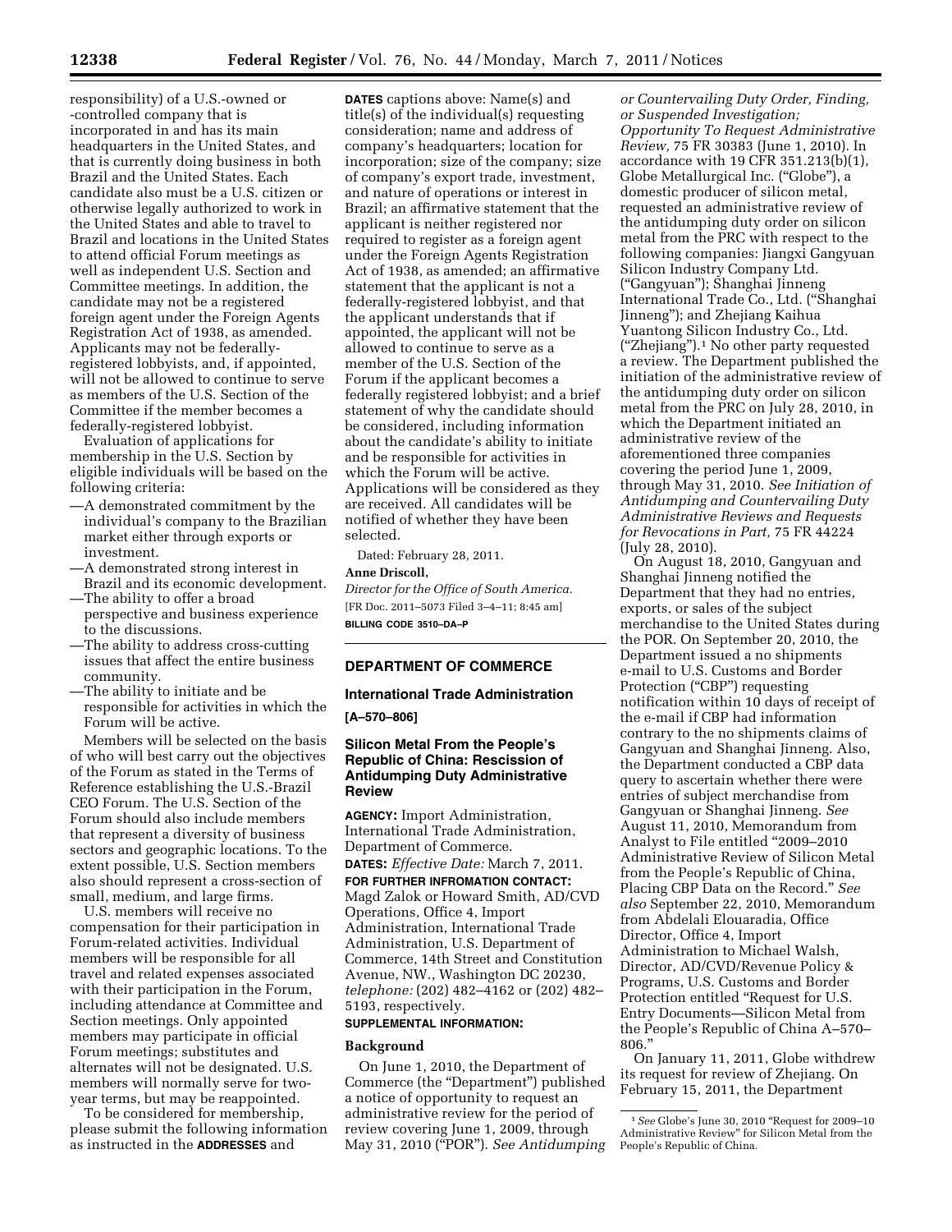responsibility) of a U.S.-owned or -controlled company that is incorporated in and has its main headquarters in the United States, and that is currently doing business in both Brazil and the United States. Each candidate also must be a U.S. citizen or otherwise legally authorized to work in the United States and able to travel to Brazil and locations in the United States to attend official Forum meetings as well as independent U.S. Section and Committee meetings. In addition, the candidate may not be a registered foreign agent under the Foreign Agents Registration Act of 1938, as amended. Applicants may not be federally-registered lobbyists, and, if appointed, will not be allowed to continue to serve as members of the U.S. Section of the Committee if the member becomes a federally-registered lobbyist.

Evaluation of applications for membership in the U.S. Section by eligible individuals will be based on the following criteria:

—A demonstrated commitment by the individual's company to the Brazilian market either through exports or investment.
—A demonstrated strong interest in Brazil and its economic development.
—The ability to offer a broad perspective and business experience to the discussions.
—The ability to address cross-cutting issues that affect the entire business community.
—The ability to initiate and be responsible for activities in which the Forum will be active.

Members will be selected on the basis of who will best carry out the objectives of the Forum as stated in the Terms of Reference establishing the U.S.-Brazil CEO Forum. The U.S. Section of the Forum should also include members that represent a diversity of business sectors and geographic locations. To the extent possible, U.S. Section members also should represent a cross-section of small, medium, and large firms.

U.S. members will receive no compensation for their participation in Forum-related activities. Individual members will be responsible for all travel and related expenses associated with their participation in the Forum, including attendance at Committee and Section meetings. Only appointed members may participate in official Forum meetings; substitutes and alternates will not be designated. U.S. members will normally serve for two-year terms, but may be reappointed.

To be considered for membership, please submit the following information as instructed in the **ADDRESSES** and **DATES** captions above: Name(s) and title(s) of the individual(s) requesting consideration; name and address of company's headquarters; location for incorporation; size of the company; size of company's export trade, investment, and nature of operations or interest in Brazil; an affirmative statement that the applicant is neither registered nor required to register as a foreign agent under the Foreign Agents Registration Act of 1938, as amended; an affirmative statement that the applicant is not a federally-registered lobbyist, and that the applicant understands that if appointed, the applicant will not be allowed to continue to serve as a member of the U.S. Section of the Forum if the applicant becomes a federally registered lobbyist; and a brief statement of why the candidate should be considered, including information about the candidate's ability to initiate and be responsible for activities in which the Forum will be active. Applications will be considered as they are received. All candidates will be notified of whether they have been selected.

Dated: February 28, 2011.

**Anne Driscoll,**

*Director for the Office of South America.*

[FR Doc. 2011–5073 Filed 3–4–11; 8:45 am]

**BILLING CODE 3510–DA–P**

## DEPARTMENT OF COMMERCE

### International Trade Administration

**[A–570–806]**

### Silicon Metal From the People's Republic of China: Rescission of Antidumping Duty Administrative Review

**AGENCY:** Import Administration, International Trade Administration, Department of Commerce.

**DATES:** *Effective Date:* March 7, 2011.

**FOR FURTHER INFROMATION CONTACT:** Magd Zalok or Howard Smith, AD/CVD Operations, Office 4, Import Administration, International Trade Administration, U.S. Department of Commerce, 14th Street and Constitution Avenue, NW., Washington DC 20230, *telephone:* (202) 482–4162 or (202) 482–5193, respectively.

**SUPPLEMENTAL INFORMATION:**

#### Background

On June 1, 2010, the Department of Commerce (the "Department") published a notice of opportunity to request an administrative review for the period of review covering June 1, 2009, through May 31, 2010 ("POR"). *See Antidumping or Countervailing Duty Order, Finding, or Suspended Investigation; Opportunity To Request Administrative Review,* 75 FR 30383 (June 1, 2010). In accordance with 19 CFR 351.213(b)(1), Globe Metallurgical Inc. ("Globe"), a domestic producer of silicon metal, requested an administrative review of the antidumping duty order on silicon metal from the PRC with respect to the following companies: Jiangxi Gangyuan Silicon Industry Company Ltd. ("Gangyuan"); Shanghai Jinneng International Trade Co., Ltd. ("Shanghai Jinneng"); and Zhejiang Kaihua Yuantong Silicon Industry Co., Ltd. ("Zhejiang").[1] No other party requested a review. The Department published the initiation of the administrative review of the antidumping duty order on silicon metal from the PRC on July 28, 2010, in which the Department initiated an administrative review of the aforementioned three companies covering the period June 1, 2009, through May 31, 2010. *See Initiation of Antidumping and Countervailing Duty Administrative Reviews and Requests for Revocations in Part,* 75 FR 44224 (July 28, 2010).

On August 18, 2010, Gangyuan and Shanghai Jinneng notified the Department that they had no entries, exports, or sales of the subject merchandise to the United States during the POR. On September 20, 2010, the Department issued a no shipments e-mail to U.S. Customs and Border Protection ("CBP") requesting notification within 10 days of receipt of the e-mail if CBP had information contrary to the no shipments claims of Gangyuan and Shanghai Jinneng. Also, the Department conducted a CBP data query to ascertain whether there were entries of subject merchandise from Gangyuan or Shanghai Jinneng. *See* August 11, 2010, Memorandum from Analyst to File entitled "2009–2010 Administrative Review of Silicon Metal from the People's Republic of China, Placing CBP Data on the Record." *See also* September 22, 2010, Memorandum from Abdelali Elouaradia, Office Director, Office 4, Import Administration to Michael Walsh, Director, AD/CVD/Revenue Policy & Programs, U.S. Customs and Border Protection entitled "Request for U.S. Entry Documents—Silicon Metal from the People's Republic of China A–570–806."

On January 11, 2011, Globe withdrew its request for review of Zhejiang. On February 15, 2011, the Department

[1] *See* Globe's June 30, 2010 "Request for 2009–10 Administrative Review" for Silicon Metal from the People's Republic of China.